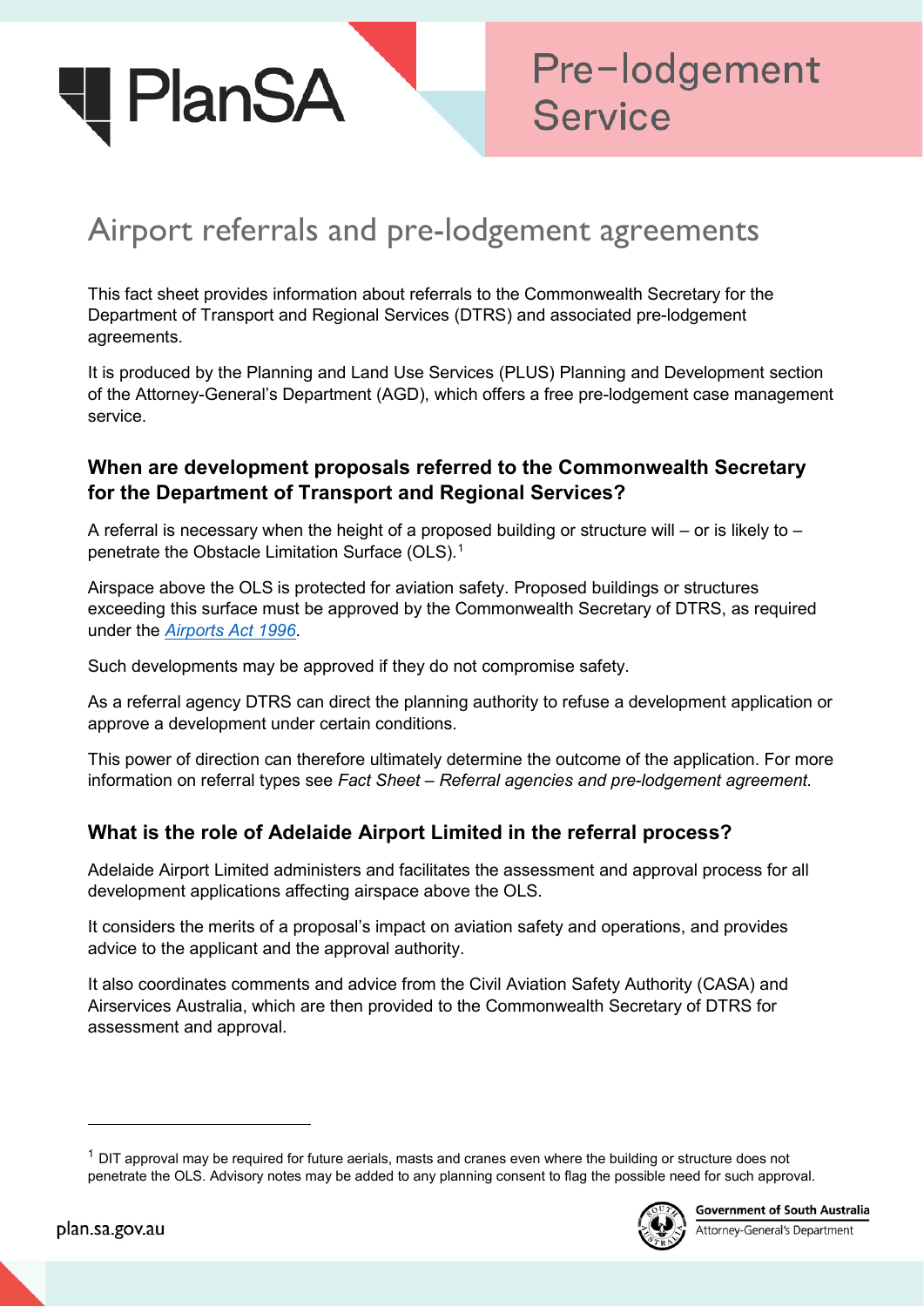PlanSA

Pre-lodgement Service

# Airport referrals and pre-lodgement agreements

This fact sheet provides information about referrals to the Commonwealth Secretary for the Department of Transport and Regional Services (DTRS) and associated pre-lodgement agreements.

It is produced by the Planning and Land Use Services (PLUS) Planning and Development section of the Attorney-General's Department (AGD), which offers a free pre-lodgement case management service.

## When are development proposals referred to the Commonwealth Secretary for the Department of Transport and Regional Services?

A referral is necessary when the height of a proposed building or structure will – or is likely to – penetrate the Obstacle Limitation Surface (OLS).[1]

Airspace above the OLS is protected for aviation safety. Proposed buildings or structures exceeding this surface must be approved by the Commonwealth Secretary of DTRS, as required under the *Airports Act 1996*.

Such developments may be approved if they do not compromise safety.

As a referral agency DTRS can direct the planning authority to refuse a development application or approve a development under certain conditions.

This power of direction can therefore ultimately determine the outcome of the application. For more information on referral types see *Fact Sheet – Referral agencies and pre-lodgement agreement.*

## What is the role of Adelaide Airport Limited in the referral process?

Adelaide Airport Limited administers and facilitates the assessment and approval process for all development applications affecting airspace above the OLS.

It considers the merits of a proposal's impact on aviation safety and operations, and provides advice to the applicant and the approval authority.

It also coordinates comments and advice from the Civil Aviation Safety Authority (CASA) and Airservices Australia, which are then provided to the Commonwealth Secretary of DTRS for assessment and approval.

---

[1] DIT approval may be required for future aerials, masts and cranes even where the building or structure does not penetrate the OLS. Advisory notes may be added to any planning consent to flag the possible need for such approval.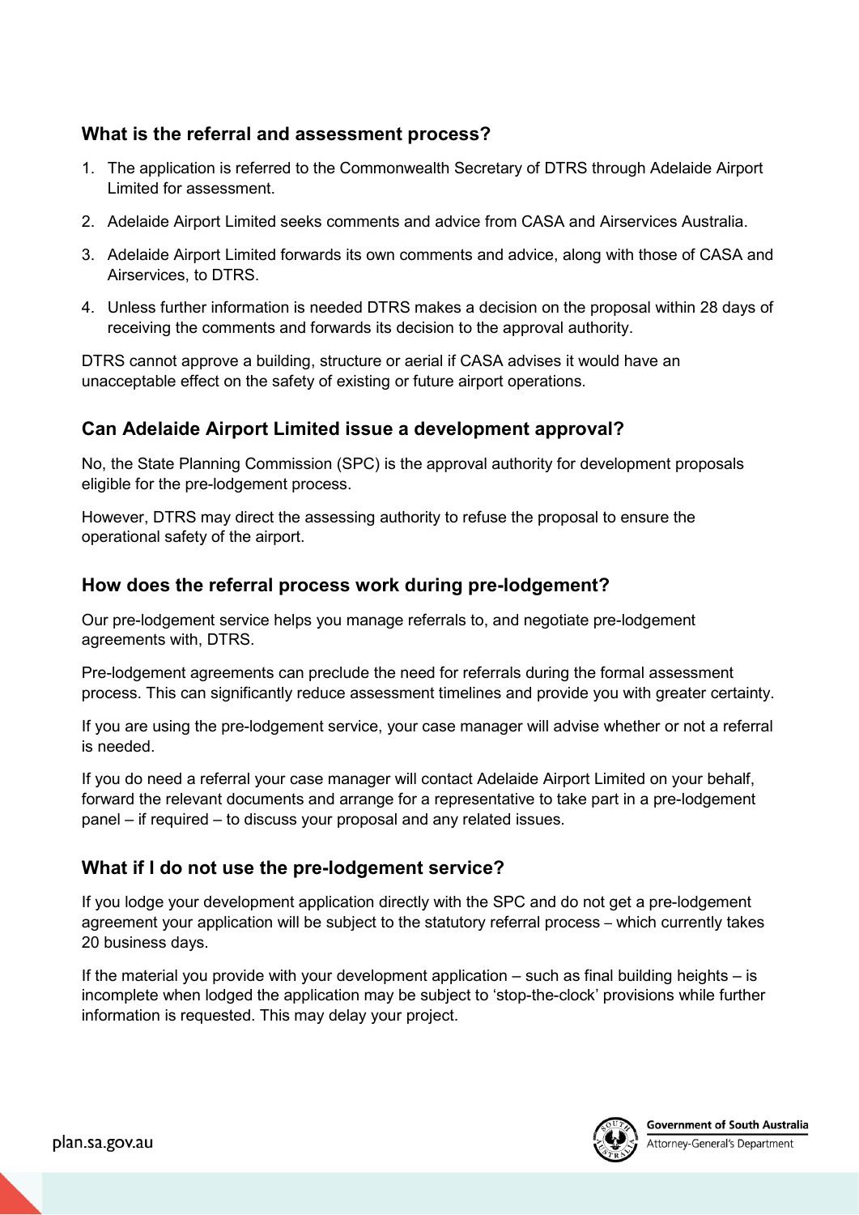## What is the referral and assessment process?

1. The application is referred to the Commonwealth Secretary of DTRS through Adelaide Airport Limited for assessment.
2. Adelaide Airport Limited seeks comments and advice from CASA and Airservices Australia.
3. Adelaide Airport Limited forwards its own comments and advice, along with those of CASA and Airservices, to DTRS.
4. Unless further information is needed DTRS makes a decision on the proposal within 28 days of receiving the comments and forwards its decision to the approval authority.

DTRS cannot approve a building, structure or aerial if CASA advises it would have an unacceptable effect on the safety of existing or future airport operations.

## Can Adelaide Airport Limited issue a development approval?

No, the State Planning Commission (SPC) is the approval authority for development proposals eligible for the pre-lodgement process.

However, DTRS may direct the assessing authority to refuse the proposal to ensure the operational safety of the airport.

## How does the referral process work during pre-lodgement?

Our pre-lodgement service helps you manage referrals to, and negotiate pre-lodgement agreements with, DTRS.

Pre-lodgement agreements can preclude the need for referrals during the formal assessment process. This can significantly reduce assessment timelines and provide you with greater certainty.

If you are using the pre-lodgement service, your case manager will advise whether or not a referral is needed.

If you do need a referral your case manager will contact Adelaide Airport Limited on your behalf, forward the relevant documents and arrange for a representative to take part in a pre-lodgement panel – if required – to discuss your proposal and any related issues.

## What if I do not use the pre-lodgement service?

If you lodge your development application directly with the SPC and do not get a pre-lodgement agreement your application will be subject to the statutory referral process – which currently takes 20 business days.

If the material you provide with your development application – such as final building heights – is incomplete when lodged the application may be subject to 'stop-the-clock' provisions while further information is requested. This may delay your project.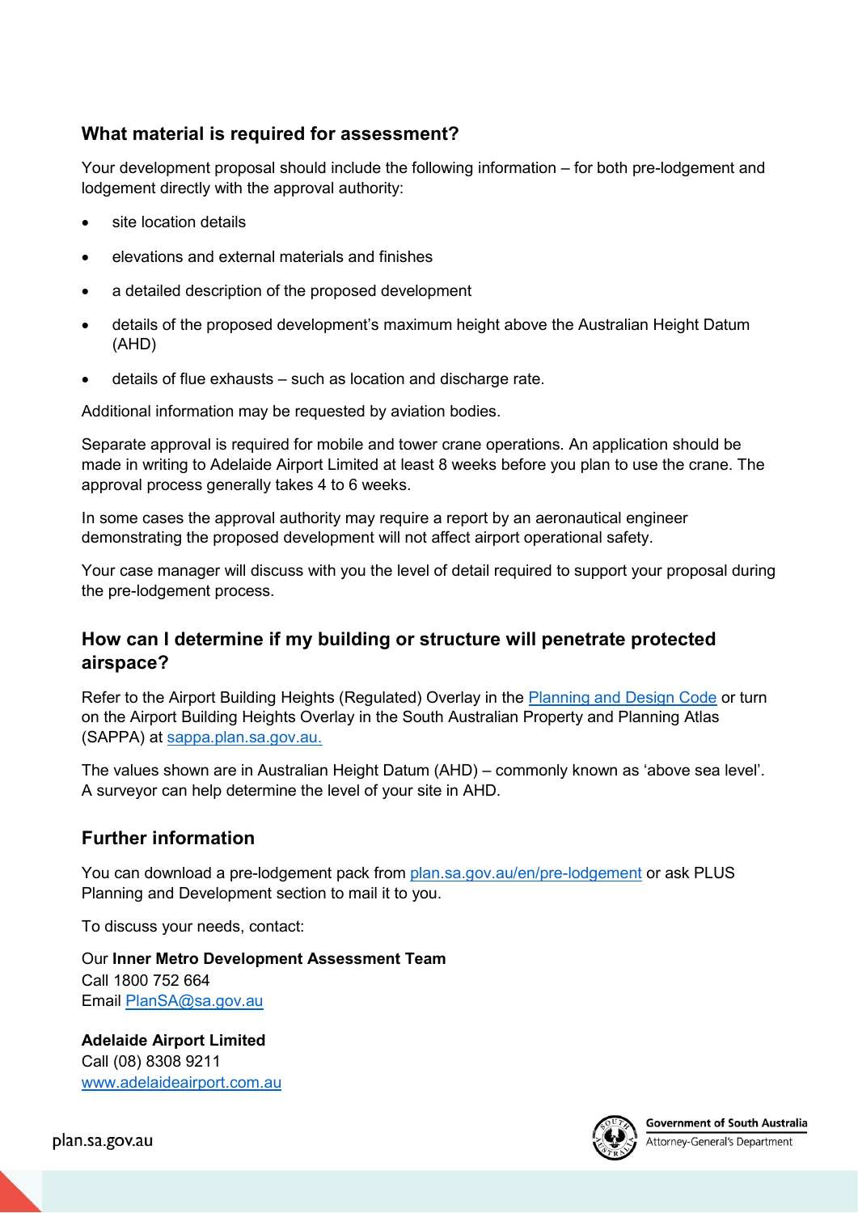## What material is required for assessment?

Your development proposal should include the following information – for both pre-lodgement and lodgement directly with the approval authority:

- site location details
- elevations and external materials and finishes
- a detailed description of the proposed development
- details of the proposed development's maximum height above the Australian Height Datum (AHD)
- details of flue exhausts – such as location and discharge rate.

Additional information may be requested by aviation bodies.

Separate approval is required for mobile and tower crane operations. An application should be made in writing to Adelaide Airport Limited at least 8 weeks before you plan to use the crane. The approval process generally takes 4 to 6 weeks.

In some cases the approval authority may require a report by an aeronautical engineer demonstrating the proposed development will not affect airport operational safety.

Your case manager will discuss with you the level of detail required to support your proposal during the pre-lodgement process.

## How can I determine if my building or structure will penetrate protected airspace?

Refer to the Airport Building Heights (Regulated) Overlay in the [Planning and Design Code](#) or turn on the Airport Building Heights Overlay in the South Australian Property and Planning Atlas (SAPPA) at [sappa.plan.sa.gov.au.](#)

The values shown are in Australian Height Datum (AHD) – commonly known as 'above sea level'. A surveyor can help determine the level of your site in AHD.

## Further information

You can download a pre-lodgement pack from [plan.sa.gov.au/en/pre-lodgement](#) or ask PLUS Planning and Development section to mail it to you.

To discuss your needs, contact:

Our **Inner Metro Development Assessment Team**
Call 1800 752 664
Email [PlanSA@sa.gov.au](#)

**Adelaide Airport Limited**
Call (08) 8308 9211
[www.adelaideairport.com.au](#)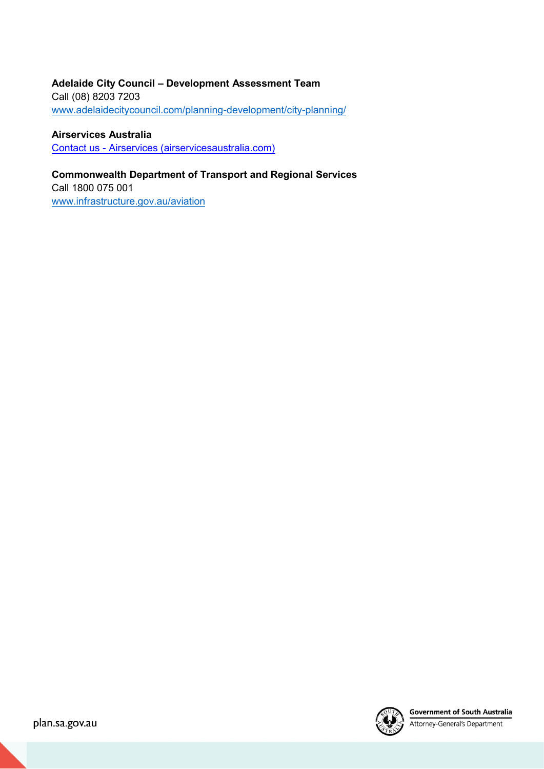**Adelaide City Council – Development Assessment Team**
Call (08) 8203 7203
[www.adelaidecitycouncil.com/planning-development/city-planning/](http://www.adelaidecitycouncil.com/planning-development/city-planning/)

**Airservices Australia**
[Contact us - Airservices (airservicesaustralia.com)](https://www.airservicesaustralia.com)

**Commonwealth Department of Transport and Regional Services**
Call 1800 075 001
[www.infrastructure.gov.au/aviation](http://www.infrastructure.gov.au/aviation)